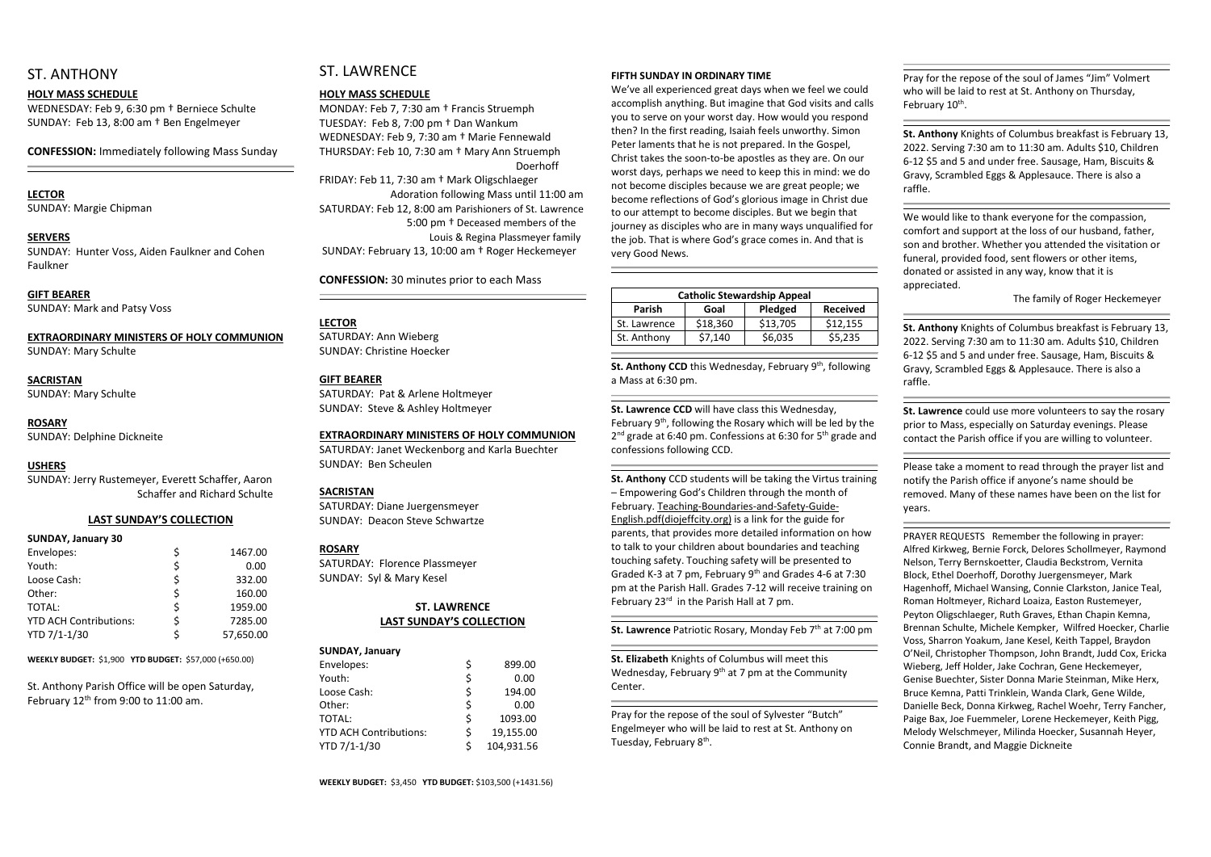## ST. ANTHONY

**HOLY MASS SCHEDULE**

WEDNESDAY: Feb 9, 6:30 pm † Berniece Schulte
SUNDAY: Feb 13, 8:00 am † Ben Engelmeyer

**CONFESSION:** Immediately following Mass Sunday

**LECTOR**
SUNDAY: Margie Chipman

**SERVERS**
SUNDAY: Hunter Voss, Aiden Faulkner and Cohen Faulkner

**GIFT BEARER**
SUNDAY: Mark and Patsy Voss

**EXTRAORDINARY MINISTERS OF HOLY COMMUNION**
SUNDAY: Mary Schulte

**SACRISTAN**
SUNDAY: Mary Schulte

**ROSARY**
SUNDAY: Delphine Dickneite

**USHERS**
SUNDAY: Jerry Rustemeyer, Everett Schaffer, Aaron Schaffer and Richard Schulte

**LAST SUNDAY'S COLLECTION**

**SUNDAY, January 30**

| | | |
|---|---|---|
| Envelopes: | $ | 1467.00 |
| Youth: | $ | 0.00 |
| Loose Cash: | $ | 332.00 |
| Other: | $ | 160.00 |
| TOTAL: | $ | 1959.00 |
| YTD ACH Contributions: | $ | 7285.00 |
| YTD 7/1-1/30 | $ | 57,650.00 |

**WEEKLY BUDGET:** $1,900 **YTD BUDGET:** $57,000 (+650.00)

St. Anthony Parish Office will be open Saturday, February 12th from 9:00 to 11:00 am.

## ST. LAWRENCE

**HOLY MASS SCHEDULE**

MONDAY: Feb 7, 7:30 am † Francis Struemph
TUESDAY: Feb 8, 7:00 pm † Dan Wankum
WEDNESDAY: Feb 9, 7:30 am † Marie Fennewald
THURSDAY: Feb 10, 7:30 am † Mary Ann Struemph Doerhoff
FRIDAY: Feb 11, 7:30 am † Mark Oligschlaeger
Adoration following Mass until 11:00 am
SATURDAY: Feb 12, 8:00 am Parishioners of St. Lawrence
5:00 pm † Deceased members of the Louis & Regina Plassmeyer family
SUNDAY: February 13, 10:00 am † Roger Heckemeyer

**CONFESSION:** 30 minutes prior to each Mass

**LECTOR**
SATURDAY: Ann Wieberg
SUNDAY: Christine Hoecker

**GIFT BEARER**
SATURDAY: Pat & Arlene Holtmeyer
SUNDAY: Steve & Ashley Holtmeyer

**EXTRAORDINARY MINISTERS OF HOLY COMMUNION**
SATURDAY: Janet Weckenborg and Karla Buechter
SUNDAY: Ben Scheulen

**SACRISTAN**
SATURDAY: Diane Juergensmeyer
SUNDAY: Deacon Steve Schwartze

**ROSARY**
SATURDAY: Florence Plassmeyer
SUNDAY: Syl & Mary Kesel

**ST. LAWRENCE LAST SUNDAY'S COLLECTION**

**SUNDAY, January**

| | | |
|---|---|---|
| Envelopes: | $ | 899.00 |
| Youth: | $ | 0.00 |
| Loose Cash: | $ | 194.00 |
| Other: | $ | 0.00 |
| TOTAL: | $ | 1093.00 |
| YTD ACH Contributions: | $ | 19,155.00 |
| YTD 7/1-1/30 | $ | 104,931.56 |

**WEEKLY BUDGET:** $3,450 **YTD BUDGET:** $103,500 (+1431.56)

**FIFTH SUNDAY IN ORDINARY TIME**

We've all experienced great days when we feel we could accomplish anything. But imagine that God visits and calls you to serve on your worst day. How would you respond then? In the first reading, Isaiah feels unworthy. Simon Peter laments that he is not prepared. In the Gospel, Christ takes the soon-to-be apostles as they are. On our worst days, perhaps we need to keep this in mind: we do not become disciples because we are great people; we become reflections of God's glorious image in Christ due to our attempt to become disciples. But we begin that journey as disciples who are in many ways unqualified for the job. That is where God's grace comes in. And that is very Good News.

| Catholic Stewardship Appeal | | | |
|---|---|---|---|
| Parish | Goal | Pledged | Received |
| St. Lawrence | $18,360 | $13,705 | $12,155 |
| St. Anthony | $7,140 | $6,035 | $5,235 |

**St. Anthony CCD** this Wednesday, February 9th, following a Mass at 6:30 pm.

**St. Lawrence CCD** will have class this Wednesday, February 9th, following the Rosary which will be led by the 2nd grade at 6:40 pm. Confessions at 6:30 for 5th grade and confessions following CCD.

**St. Anthony** CCD students will be taking the Virtus training – Empowering God's Children through the month of February. Teaching-Boundaries-and-Safety-Guide-English.pdf(diojeffcity.org) is a link for the guide for parents, that provides more detailed information on how to talk to your children about boundaries and teaching touching safety. Touching safety will be presented to Graded K-3 at 7 pm, February 9th and Grades 4-6 at 7:30 pm at the Parish Hall. Grades 7-12 will receive training on February 23rd in the Parish Hall at 7 pm.

**St. Lawrence** Patriotic Rosary, Monday Feb 7th at 7:00 pm

**St. Elizabeth** Knights of Columbus will meet this Wednesday, February 9th at 7 pm at the Community Center.

Pray for the repose of the soul of Sylvester "Butch" Engelmeyer who will be laid to rest at St. Anthony on Tuesday, February 8th.

Pray for the repose of the soul of James "Jim" Volmert who will be laid to rest at St. Anthony on Thursday, February 10th.

**St. Anthony** Knights of Columbus breakfast is February 13, 2022. Serving 7:30 am to 11:30 am. Adults $10, Children 6-12 $5 and 5 and under free. Sausage, Ham, Biscuits & Gravy, Scrambled Eggs & Applesauce. There is also a raffle.

We would like to thank everyone for the compassion, comfort and support at the loss of our husband, father, son and brother. Whether you attended the visitation or funeral, provided food, sent flowers or other items, donated or assisted in any way, know that it is appreciated.

The family of Roger Heckemeyer

**St. Anthony** Knights of Columbus breakfast is February 13, 2022. Serving 7:30 am to 11:30 am. Adults $10, Children 6-12 $5 and 5 and under free. Sausage, Ham, Biscuits & Gravy, Scrambled Eggs & Applesauce. There is also a raffle.

**St. Lawrence** could use more volunteers to say the rosary prior to Mass, especially on Saturday evenings. Please contact the Parish office if you are willing to volunteer.

Please take a moment to read through the prayer list and notify the Parish office if anyone's name should be removed. Many of these names have been on the list for years.

PRAYER REQUESTS Remember the following in prayer: Alfred Kirkweg, Bernie Forck, Delores Schollmeyer, Raymond Nelson, Terry Bernskoetter, Claudia Beckstrom, Vernita Block, Ethel Doerhoff, Dorothy Juergensmeyer, Mark Hagenhoff, Michael Wansing, Connie Clarkston, Janice Teal, Roman Holtmeyer, Richard Loaiza, Easton Rustemeyer, Peyton Oligschlaeger, Ruth Graves, Ethan Chapin Kemna, Brennan Schulte, Michele Kempker, Wilfred Hoecker, Charlie Voss, Sharron Yoakum, Jane Kesel, Keith Tappel, Braydon O'Neil, Christopher Thompson, John Brandt, Judd Cox, Ericka Wieberg, Jeff Holder, Jake Cochran, Gene Heckemeyer, Genise Buechter, Sister Donna Marie Steinman, Mike Herx, Bruce Kemna, Patti Trinklein, Wanda Clark, Gene Wilde, Danielle Beck, Donna Kirkweg, Rachel Woehr, Terry Fancher, Paige Bax, Joe Fuemmeler, Lorene Heckemeyer, Keith Pigg, Melody Welschmeyer, Milinda Hoecker, Susannah Heyer, Connie Brandt, and Maggie Dickneite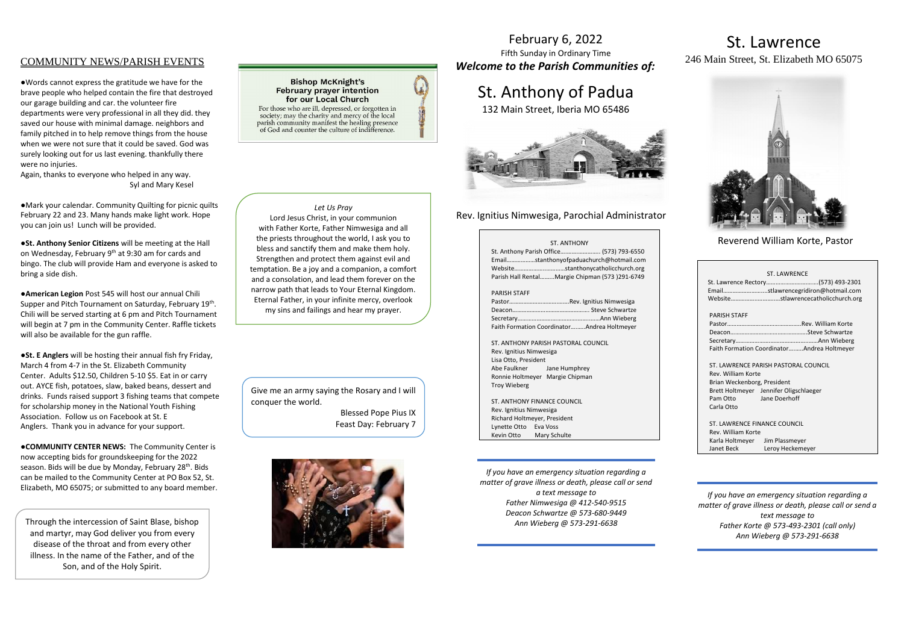## COMMUNITY NEWS/PARISH EVENTS

●Words cannot express the gratitude we have for the brave people who helped contain the fire that destroyed our garage building and car. the volunteer fire departments were very professional in all they did. they saved our house with minimal damage. neighbors and family pitched in to help remove things from the house when we were not sure that it could be saved. God was surely looking out for us last evening. thankfully there were no injuries.
Again, thanks to everyone who helped in any way.
Syl and Mary Kesel

●Mark your calendar. Community Quilting for picnic quilts February 22 and 23. Many hands make light work. Hope you can join us! Lunch will be provided.

●**St. Anthony Senior Citizens** will be meeting at the Hall on Wednesday, February 9th at 9:30 am for cards and bingo. The club will provide Ham and everyone is asked to bring a side dish.

●**American Legion** Post 545 will host our annual Chili Supper and Pitch Tournament on Saturday, February 19th. Chili will be served starting at 6 pm and Pitch Tournament will begin at 7 pm in the Community Center. Raffle tickets will also be available for the gun raffle.

●**St. E Anglers** will be hosting their annual fish fry Friday, March 4 from 4-7 in the St. Elizabeth Community Center. Adults $12.50, Children 5-10 $5. Eat in or carry out. AYCE fish, potatoes, slaw, baked beans, dessert and drinks. Funds raised support 3 fishing teams that compete for scholarship money in the National Youth Fishing Association. Follow us on Facebook at St. E Anglers. Thank you in advance for your support.

●**COMMUNITY CENTER NEWS:** The Community Center is now accepting bids for groundskeeping for the 2022 season. Bids will be due by Monday, February 28th. Bids can be mailed to the Community Center at PO Box 52, St. Elizabeth, MO 65075; or submitted to any board member.

Through the intercession of Saint Blase, bishop and martyr, may God deliver you from every disease of the throat and from every other illness. In the name of the Father, and of the Son, and of the Holy Spirit.

**Bishop McKnight's February prayer intention for our Local Church**
For those who are ill, depressed, or forgotten in society; may the charity and mercy of the local parish community manifest the healing presence of God and counter the culture of indifference.

*Let Us Pray*
Lord Jesus Christ, in your communion with Father Korte, Father Nimwesiga and all the priests throughout the world, I ask you to bless and sanctify them and make them holy. Strengthen and protect them against evil and temptation. Be a joy and a companion, a comfort and a consolation, and lead them forever on the narrow path that leads to Your Eternal Kingdom. Eternal Father, in your infinite mercy, overlook my sins and failings and hear my prayer.

Give me an army saying the Rosary and I will conquer the world.
Blessed Pope Pius IX
Feast Day: February 7

February 6, 2022
Fifth Sunday in Ordinary Time
***Welcome to the Parish Communities of:***

# St. Anthony of Padua
132 Main Street, Iberia MO 65486

Rev. Ignitius Nimwesiga, Parochial Administrator

ST. ANTHONY
St. Anthony Parish Office........................ (573) 793-6550
Email.................stanthonyofpaduachurch@hotmail.com
Website...............................stanthonycatholicchurch.org
Parish Hall Rental.........Margie Chipman (573 )291-6749

PARISH STAFF
Pastor.....................................Rev. Ignitius Nimwesiga
Deacon................................................ Steve Schwartze
Secretary....................................................Ann Wieberg
Faith Formation Coordinator.........Andrea Holtmeyer

ST. ANTHONY PARISH PASTORAL COUNCIL
Rev. Ignitius Nimwesiga
Lisa Otto, President
Abe Faulkner  Jane Humphrey
Ronnie Holtmeyer  Margie Chipman
Troy Wieberg

ST. ANTHONY FINANCE COUNCIL
Rev. Ignitius Nimwesiga
Richard Holtmeyer, President
Lynette Otto  Eva Voss
Kevin Otto  Mary Schulte

*If you have an emergency situation regarding a matter of grave illness or death, please call or send a text message to*
*Father Nimwesiga @ 412-540-9515*
*Deacon Schwartze @ 573-680-9449*
*Ann Wieberg @ 573-291-6638*

# St. Lawrence
246 Main Street, St. Elizabeth MO 65075

Reverend William Korte, Pastor

ST. LAWRENCE
St. Lawrence Rectory.................................(573) 493-2301
Email............................stlawrencegridiron@hotmail.com
Website...............................stlawrencecatholicchurch.org

PARISH STAFF
Pastor...............................................Rev. William Korte
Deacon................................................Steve Schwartze
Secretary...................................................Ann Wieberg
Faith Formation Coordinator.........Andrea Holtmeyer

ST. LAWRENCE PARISH PASTORAL COUNCIL
Rev. William Korte
Brian Weckenborg, President
Brett Holtmeyer  Jennifer Oligschlaeger
Pam Otto  Jane Doerhoff
Carla Otto

ST. LAWRENCE FINANCE COUNCIL
Rev. William Korte
Karla Holtmeyer  Jim Plassmeyer
Janet Beck  Leroy Heckemeyer

*If you have an emergency situation regarding a matter of grave illness or death, please call or send a text message to*
*Father Korte @ 573-493-2301 (call only)*
*Ann Wieberg @ 573-291-6638*